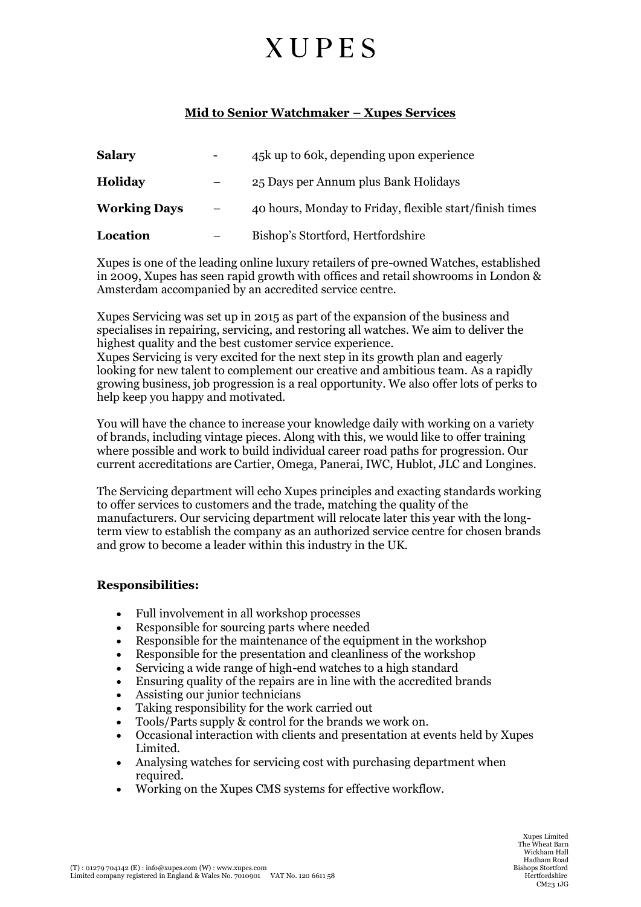# XUPES

## Mid to Senior Watchmaker – Xupes Services

| | | |
|---|---|---|
| **Salary** | - | 45k up to 60k, depending upon experience |
| **Holiday** | – | 25 Days per Annum plus Bank Holidays |
| **Working Days** | – | 40 hours, Monday to Friday, flexible start/finish times |
| **Location** | – | Bishop's Stortford, Hertfordshire |

Xupes is one of the leading online luxury retailers of pre-owned Watches, established in 2009, Xupes has seen rapid growth with offices and retail showrooms in London & Amsterdam accompanied by an accredited service centre.

Xupes Servicing was set up in 2015 as part of the expansion of the business and specialises in repairing, servicing, and restoring all watches. We aim to deliver the highest quality and the best customer service experience.
Xupes Servicing is very excited for the next step in its growth plan and eagerly looking for new talent to complement our creative and ambitious team. As a rapidly growing business, job progression is a real opportunity. We also offer lots of perks to help keep you happy and motivated.

You will have the chance to increase your knowledge daily with working on a variety of brands, including vintage pieces. Along with this, we would like to offer training where possible and work to build individual career road paths for progression. Our current accreditations are Cartier, Omega, Panerai, IWC, Hublot, JLC and Longines.

The Servicing department will echo Xupes principles and exacting standards working to offer services to customers and the trade, matching the quality of the manufacturers. Our servicing department will relocate later this year with the long-term view to establish the company as an authorized service centre for chosen brands and grow to become a leader within this industry in the UK.

### Responsibilities:

- Full involvement in all workshop processes
- Responsible for sourcing parts where needed
- Responsible for the maintenance of the equipment in the workshop
- Responsible for the presentation and cleanliness of the workshop
- Servicing a wide range of high-end watches to a high standard
- Ensuring quality of the repairs are in line with the accredited brands
- Assisting our junior technicians
- Taking responsibility for the work carried out
- Tools/Parts supply & control for the brands we work on.
- Occasional interaction with clients and presentation at events held by Xupes Limited.
- Analysing watches for servicing cost with purchasing department when required.
- Working on the Xupes CMS systems for effective workflow.

(T) : 01279 704142 (E) : info@xupes.com (W) : www.xupes.com
Limited company registered in England & Wales No. 7010901 VAT No. 120 6611 58

Xupes Limited
The Wheat Barn
Wickham Hall
Hadham Road
Bishops Stortford
Hertfordshire
CM23 1JG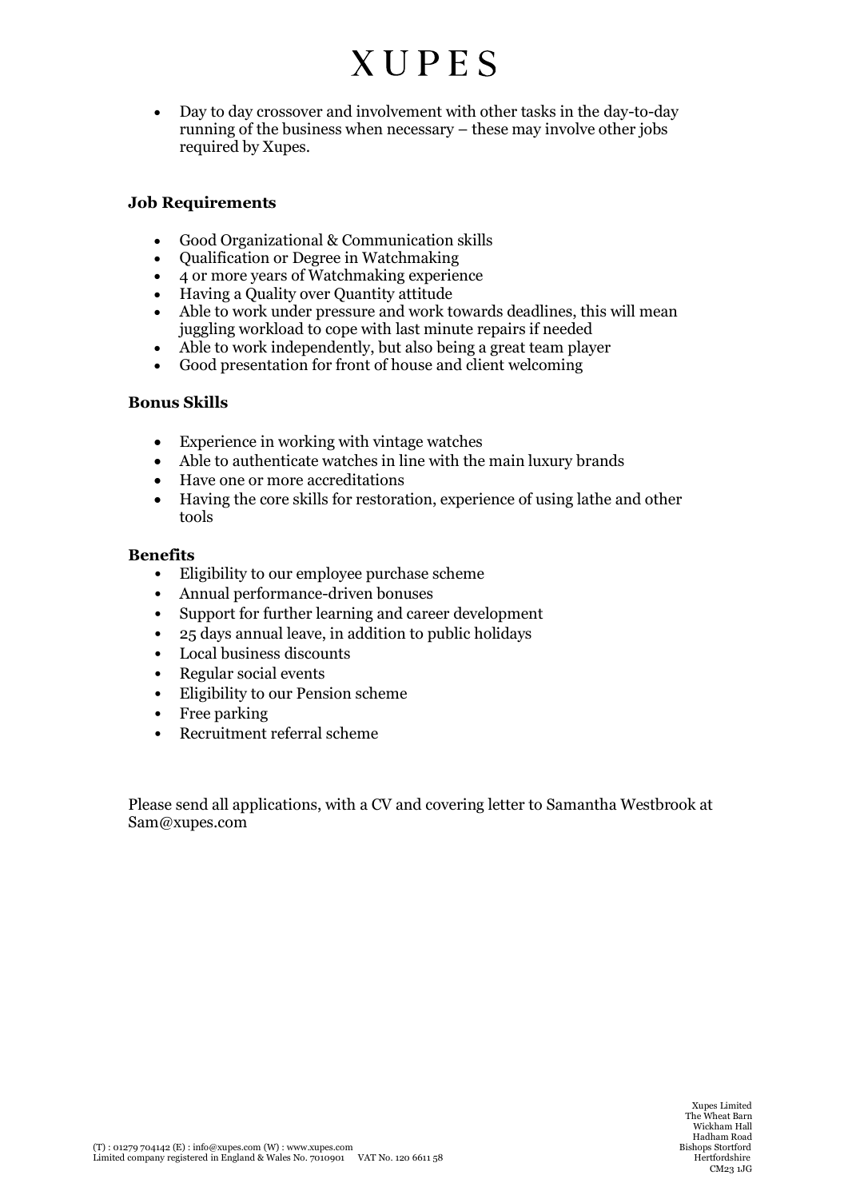- Day to day crossover and involvement with other tasks in the day-to-day running of the business when necessary – these may involve other jobs required by Xupes.

**Job Requirements**

- Good Organizational & Communication skills
- Qualification or Degree in Watchmaking
- 4 or more years of Watchmaking experience
- Having a Quality over Quantity attitude
- Able to work under pressure and work towards deadlines, this will mean juggling workload to cope with last minute repairs if needed
- Able to work independently, but also being a great team player
- Good presentation for front of house and client welcoming

**Bonus Skills**

- Experience in working with vintage watches
- Able to authenticate watches in line with the main luxury brands
- Have one or more accreditations
- Having the core skills for restoration, experience of using lathe and other tools

**Benefits**

- Eligibility to our employee purchase scheme
- Annual performance-driven bonuses
- Support for further learning and career development
- 25 days annual leave, in addition to public holidays
- Local business discounts
- Regular social events
- Eligibility to our Pension scheme
- Free parking
- Recruitment referral scheme

Please send all applications, with a CV and covering letter to Samantha Westbrook at Sam@xupes.com